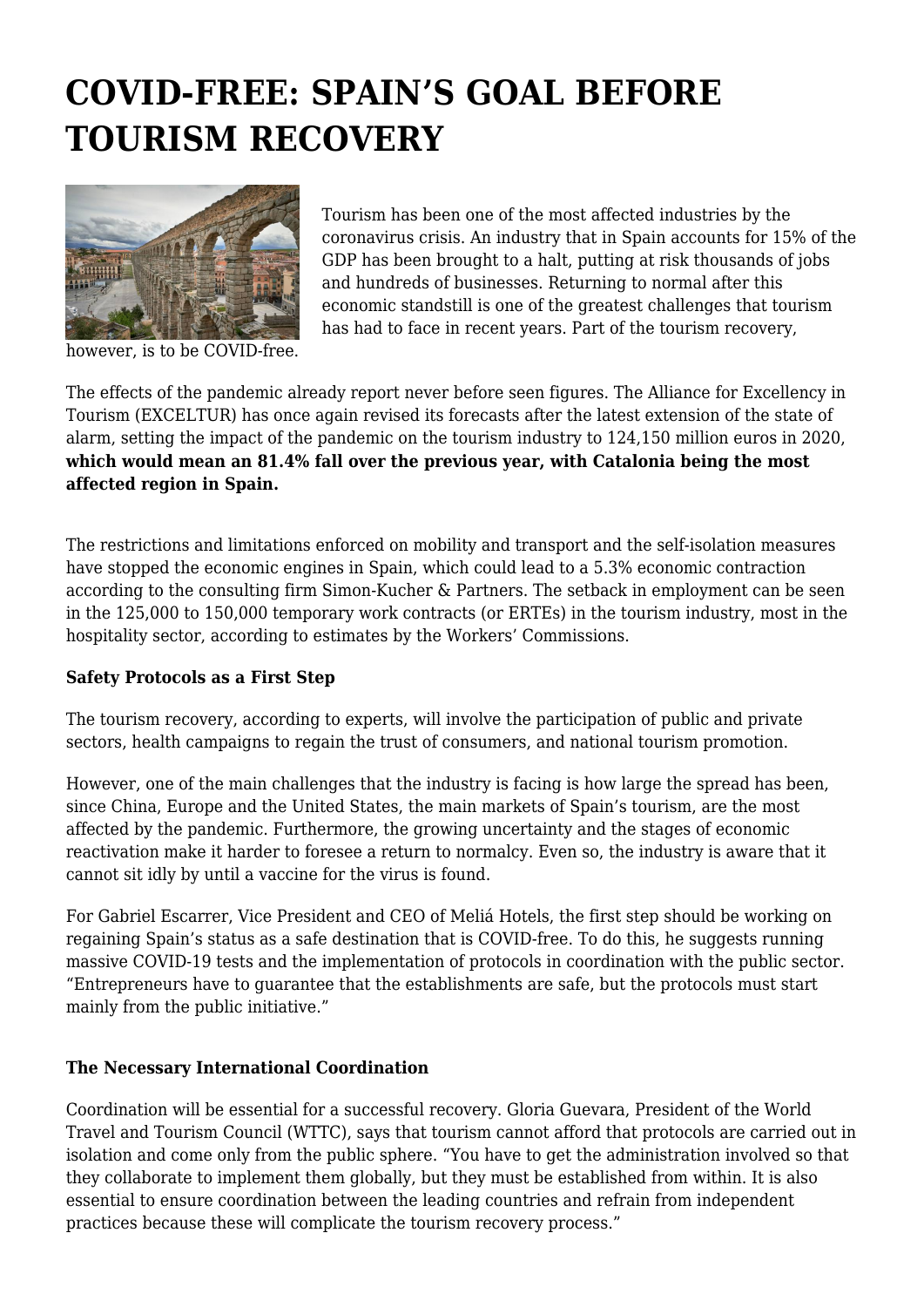# COVID-FREE: SPAIN'S GOAL BEFORE TOURISM RECOVERY

Tourism has been one of the most affected industries by the coronavirus crisis. An industry that in Spain accounts for 15% of the GDP has been brought to a halt, putting at risk thousands of jobs and hundreds of businesses. Returning to normal after this economic standstill is one of the greatest challenges that tourism has had to face in recent years. Part of the tourism recovery, however, is to be COVID-free.

The effects of the pandemic already report never before seen figures. The Alliance for Excellency in Tourism (EXCELTUR) has once again revised its forecasts after the latest extension of the state of alarm, setting the impact of the pandemic on the tourism industry to 124,150 million euros in 2020, **which would mean an 81.4% fall over the previous year, with Catalonia being the most affected region in Spain.**

The restrictions and limitations enforced on mobility and transport and the self-isolation measures have stopped the economic engines in Spain, which could lead to a 5.3% economic contraction according to the consulting firm Simon-Kucher & Partners. The setback in employment can be seen in the 125,000 to 150,000 temporary work contracts (or ERTEs) in the tourism industry, most in the hospitality sector, according to estimates by the Workers' Commissions.

**Safety Protocols as a First Step**

The tourism recovery, according to experts, will involve the participation of public and private sectors, health campaigns to regain the trust of consumers, and national tourism promotion.

However, one of the main challenges that the industry is facing is how large the spread has been, since China, Europe and the United States, the main markets of Spain's tourism, are the most affected by the pandemic. Furthermore, the growing uncertainty and the stages of economic reactivation make it harder to foresee a return to normalcy. Even so, the industry is aware that it cannot sit idly by until a vaccine for the virus is found.

For Gabriel Escarrer, Vice President and CEO of Meliá Hotels, the first step should be working on regaining Spain's status as a safe destination that is COVID-free. To do this, he suggests running massive COVID-19 tests and the implementation of protocols in coordination with the public sector. "Entrepreneurs have to guarantee that the establishments are safe, but the protocols must start mainly from the public initiative."

**The Necessary International Coordination**

Coordination will be essential for a successful recovery. Gloria Guevara, President of the World Travel and Tourism Council (WTTC), says that tourism cannot afford that protocols are carried out in isolation and come only from the public sphere. "You have to get the administration involved so that they collaborate to implement them globally, but they must be established from within. It is also essential to ensure coordination between the leading countries and refrain from independent practices because these will complicate the tourism recovery process."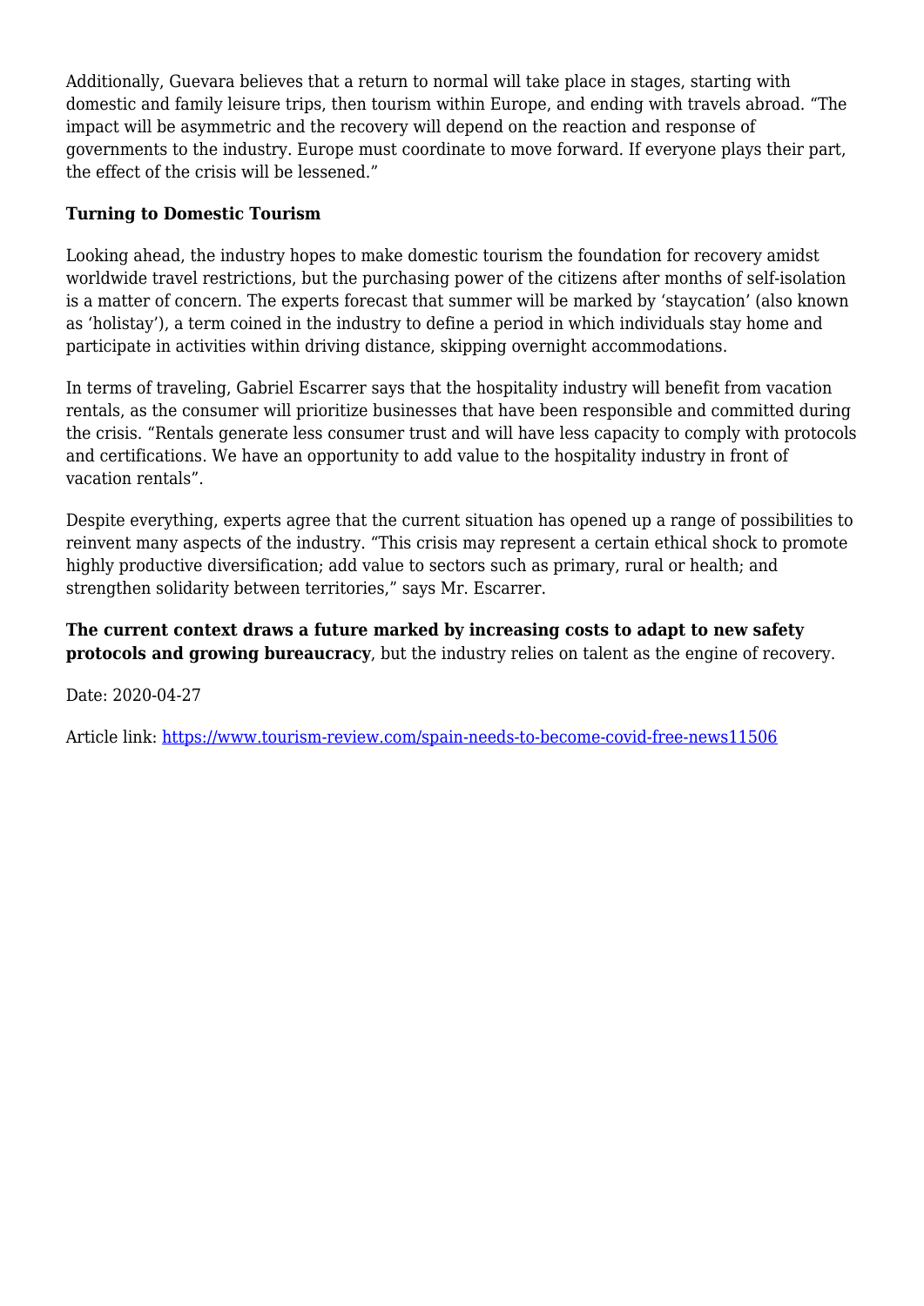Additionally, Guevara believes that a return to normal will take place in stages, starting with domestic and family leisure trips, then tourism within Europe, and ending with travels abroad. "The impact will be asymmetric and the recovery will depend on the reaction and response of governments to the industry. Europe must coordinate to move forward. If everyone plays their part, the effect of the crisis will be lessened."

**Turning to Domestic Tourism**

Looking ahead, the industry hopes to make domestic tourism the foundation for recovery amidst worldwide travel restrictions, but the purchasing power of the citizens after months of self-isolation is a matter of concern. The experts forecast that summer will be marked by 'staycation' (also known as 'holistay'), a term coined in the industry to define a period in which individuals stay home and participate in activities within driving distance, skipping overnight accommodations.

In terms of traveling, Gabriel Escarrer says that the hospitality industry will benefit from vacation rentals, as the consumer will prioritize businesses that have been responsible and committed during the crisis. "Rentals generate less consumer trust and will have less capacity to comply with protocols and certifications. We have an opportunity to add value to the hospitality industry in front of vacation rentals".

Despite everything, experts agree that the current situation has opened up a range of possibilities to reinvent many aspects of the industry. "This crisis may represent a certain ethical shock to promote highly productive diversification; add value to sectors such as primary, rural or health; and strengthen solidarity between territories," says Mr. Escarrer.

**The current context draws a future marked by increasing costs to adapt to new safety protocols and growing bureaucracy**, but the industry relies on talent as the engine of recovery.

Date: 2020-04-27

Article link: https://www.tourism-review.com/spain-needs-to-become-covid-free-news11506